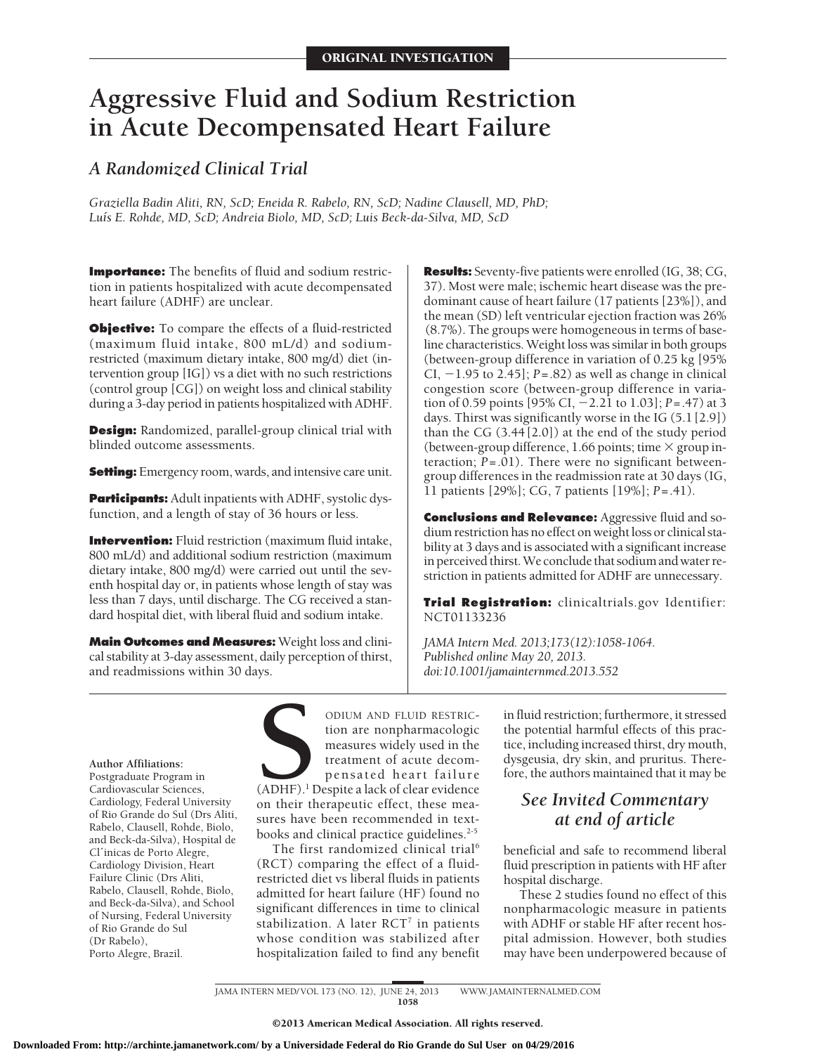ORIGINAL INVESTIGATION

# Aggressive Fluid and Sodium Restriction in Acute Decompensated Heart Failure

## A Randomized Clinical Trial

*Graziella Badin Aliti, RN, ScD; Eneida R. Rabelo, RN, ScD; Nadine Clausell, MD, PhD; Luís E. Rohde, MD, ScD; Andreia Biolo, MD, ScD; Luis Beck-da-Silva, MD, ScD*

**Importance:** The benefits of fluid and sodium restriction in patients hospitalized with acute decompensated heart failure (ADHF) are unclear.

**Objective:** To compare the effects of a fluid-restricted (maximum fluid intake, 800 mL/d) and sodium-restricted (maximum dietary intake, 800 mg/d) diet (intervention group [IG]) vs a diet with no such restrictions (control group [CG]) on weight loss and clinical stability during a 3-day period in patients hospitalized with ADHF.

**Design:** Randomized, parallel-group clinical trial with blinded outcome assessments.

**Setting:** Emergency room, wards, and intensive care unit.

**Participants:** Adult inpatients with ADHF, systolic dysfunction, and a length of stay of 36 hours or less.

**Intervention:** Fluid restriction (maximum fluid intake, 800 mL/d) and additional sodium restriction (maximum dietary intake, 800 mg/d) were carried out until the seventh hospital day or, in patients whose length of stay was less than 7 days, until discharge. The CG received a standard hospital diet, with liberal fluid and sodium intake.

**Main Outcomes and Measures:** Weight loss and clinical stability at 3-day assessment, daily perception of thirst, and readmissions within 30 days.

**Results:** Seventy-five patients were enrolled (IG, 38; CG, 37). Most were male; ischemic heart disease was the predominant cause of heart failure (17 patients [23%]), and the mean (SD) left ventricular ejection fraction was 26% (8.7%). The groups were homogeneous in terms of baseline characteristics. Weight loss was similar in both groups (between-group difference in variation of 0.25 kg [95% CI, −1.95 to 2.45]; *P* = .82) as well as change in clinical congestion score (between-group difference in variation of 0.59 points [95% CI, −2.21 to 1.03]; *P* = .47) at 3 days. Thirst was significantly worse in the IG (5.1 [2.9]) than the CG (3.44 [2.0]) at the end of the study period (between-group difference, 1.66 points; time × group interaction; *P* = .01). There were no significant between-group differences in the readmission rate at 30 days (IG, 11 patients [29%]; CG, 7 patients [19%]; *P* = .41).

**Conclusions and Relevance:** Aggressive fluid and sodium restriction has no effect on weight loss or clinical stability at 3 days and is associated with a significant increase in perceived thirst. We conclude that sodium and water restriction in patients admitted for ADHF are unnecessary.

**Trial Registration:** clinicaltrials.gov Identifier: NCT01133236

*JAMA Intern Med. 2013;173(12):1058-1064. Published online May 20, 2013. doi:10.1001/jamainternmed.2013.552*

**Author Affiliations:** Postgraduate Program in Cardiovascular Sciences, Cardiology, Federal University of Rio Grande do Sul (Drs Aliti, Rabelo, Clausell, Rohde, Biolo, and Beck-da-Silva), Hospital de Cl´inicas de Porto Alegre, Cardiology Division, Heart Failure Clinic (Drs Aliti, Rabelo, Clausell, Rohde, Biolo, and Beck-da-Silva), and School of Nursing, Federal University of Rio Grande do Sul (Dr Rabelo), Porto Alegre, Brazil.

SODIUM AND FLUID RESTRICTION are nonpharmacologic measures widely used in the treatment of acute decompensated heart failure (ADHF).[1] Despite a lack of clear evidence on their therapeutic effect, these measures have been recommended in textbooks and clinical practice guidelines.[2-5]

The first randomized clinical trial[6] (RCT) comparing the effect of a fluid-restricted diet vs liberal fluids in patients admitted for heart failure (HF) found no significant differences in time to clinical stabilization. A later RCT[7] in patients whose condition was stabilized after hospitalization failed to find any benefit in fluid restriction; furthermore, it stressed the potential harmful effects of this practice, including increased thirst, dry mouth, dysgeusia, dry skin, and pruritus. Therefore, the authors maintained that it may be beneficial and safe to recommend liberal fluid prescription in patients with HF after hospital discharge.

*See Invited Commentary at end of article*

These 2 studies found no effect of this nonpharmacologic measure in patients with ADHF or stable HF after recent hospital admission. However, both studies may have been underpowered because of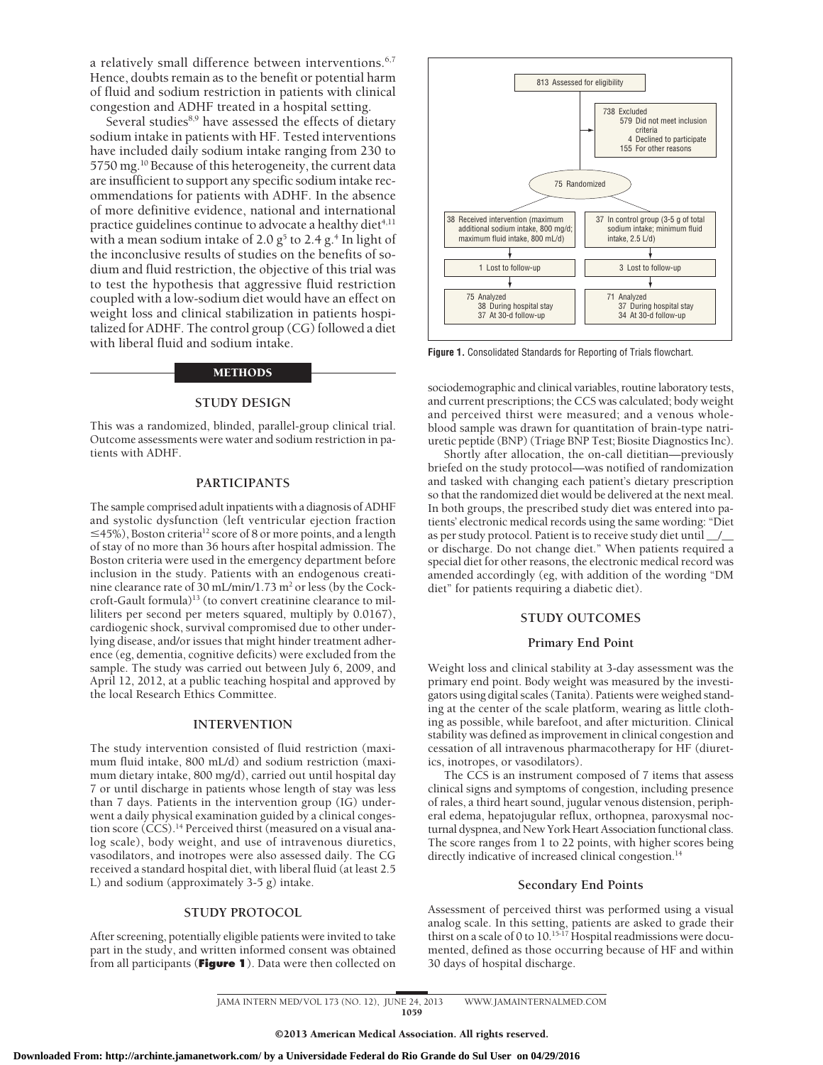a relatively small difference between interventions.[6,7] Hence, doubts remain as to the benefit or potential harm of fluid and sodium restriction in patients with clinical congestion and ADHF treated in a hospital setting.

Several studies[8,9] have assessed the effects of dietary sodium intake in patients with HF. Tested interventions have included daily sodium intake ranging from 230 to 5750 mg.[10] Because of this heterogeneity, the current data are insufficient to support any specific sodium intake recommendations for patients with ADHF. In the absence of more definitive evidence, national and international practice guidelines continue to advocate a healthy diet[4,11] with a mean sodium intake of 2.0 g[5] to 2.4 g.[4] In light of the inconclusive results of studies on the benefits of sodium and fluid restriction, the objective of this trial was to test the hypothesis that aggressive fluid restriction coupled with a low-sodium diet would have an effect on weight loss and clinical stabilization in patients hospitalized for ADHF. The control group (CG) followed a diet with liberal fluid and sodium intake.

## METHODS

### STUDY DESIGN

This was a randomized, blinded, parallel-group clinical trial. Outcome assessments were water and sodium restriction in patients with ADHF.

### PARTICIPANTS

The sample comprised adult inpatients with a diagnosis of ADHF and systolic dysfunction (left ventricular ejection fraction ≤45%), Boston criteria[12] score of 8 or more points, and a length of stay of no more than 36 hours after hospital admission. The Boston criteria were used in the emergency department before inclusion in the study. Patients with an endogenous creatinine clearance rate of 30 mL/min/1.73 $m^2$ or less (by the Cockcroft-Gault formula)[13] (to convert creatinine clearance to milliliters per second per meters squared, multiply by 0.0167), cardiogenic shock, survival compromised due to other underlying disease, and/or issues that might hinder treatment adherence (eg, dementia, cognitive deficits) were excluded from the sample. The study was carried out between July 6, 2009, and April 12, 2012, at a public teaching hospital and approved by the local Research Ethics Committee.

### INTERVENTION

The study intervention consisted of fluid restriction (maximum fluid intake, 800 mL/d) and sodium restriction (maximum dietary intake, 800 mg/d), carried out until hospital day 7 or until discharge in patients whose length of stay was less than 7 days. Patients in the intervention group (IG) underwent a daily physical examination guided by a clinical congestion score (CCS).[14] Perceived thirst (measured on a visual analog scale), body weight, and use of intravenous diuretics, vasodilators, and inotropes were also assessed daily. The CG received a standard hospital diet, with liberal fluid (at least 2.5 L) and sodium (approximately 3-5 g) intake.

### STUDY PROTOCOL

After screening, potentially eligible patients were invited to take part in the study, and written informed consent was obtained from all participants (**Figure 1**). Data were then collected on sociodemographic and clinical variables, routine laboratory tests, and current prescriptions; the CCS was calculated; body weight and perceived thirst were measured; and a venous whole-blood sample was drawn for quantitation of brain-type natriuretic peptide (BNP) (Triage BNP Test; Biosite Diagnostics Inc).

Shortly after allocation, the on-call dietitian—previously briefed on the study protocol—was notified of randomization and tasked with changing each patient's dietary prescription so that the randomized diet would be delivered at the next meal. In both groups, the prescribed study diet was entered into patients' electronic medical records using the same wording: "Diet as per study protocol. Patient is to receive study diet until __/__ or discharge. Do not change diet." When patients required a special diet for other reasons, the electronic medical record was amended accordingly (eg, with addition of the wording "DM diet" for patients requiring a diabetic diet).

813 Assessed for eligibility

738 Excluded
- 579 Did not meet inclusion criteria
- 4 Declined to participate
- 155 For other reasons

75 Randomized

| Intervention group | Control group |
|---|---|
| 38 Received intervention (maximum additional sodium intake, 800 mg/d; maximum fluid intake, 800 mL/d) | 37 In control group (3-5 g of total sodium intake; minimum fluid intake, 2.5 L/d) |
| 1 Lost to follow-up | 3 Lost to follow-up |
| 75 Analyzed: 38 During hospital stay; 37 At 30-d follow-up | 71 Analyzed: 37 During hospital stay; 34 At 30-d follow-up |

**Figure 1.** Consolidated Standards for Reporting of Trials flowchart.

### STUDY OUTCOMES

#### Primary End Point

Weight loss and clinical stability at 3-day assessment was the primary end point. Body weight was measured by the investigators using digital scales (Tanita). Patients were weighed standing at the center of the scale platform, wearing as little clothing as possible, while barefoot, and after micturition. Clinical stability was defined as improvement in clinical congestion and cessation of all intravenous pharmacotherapy for HF (diuretics, inotropes, or vasodilators).

The CCS is an instrument composed of 7 items that assess clinical signs and symptoms of congestion, including presence of rales, a third heart sound, jugular venous distension, peripheral edema, hepatojugular reflux, orthopnea, paroxysmal nocturnal dyspnea, and New York Heart Association functional class. The score ranges from 1 to 22 points, with higher scores being directly indicative of increased clinical congestion.[14]

#### Secondary End Points

Assessment of perceived thirst was performed using a visual analog scale. In this setting, patients are asked to grade their thirst on a scale of 0 to 10.[15-17] Hospital readmissions were documented, defined as those occurring because of HF and within 30 days of hospital discharge.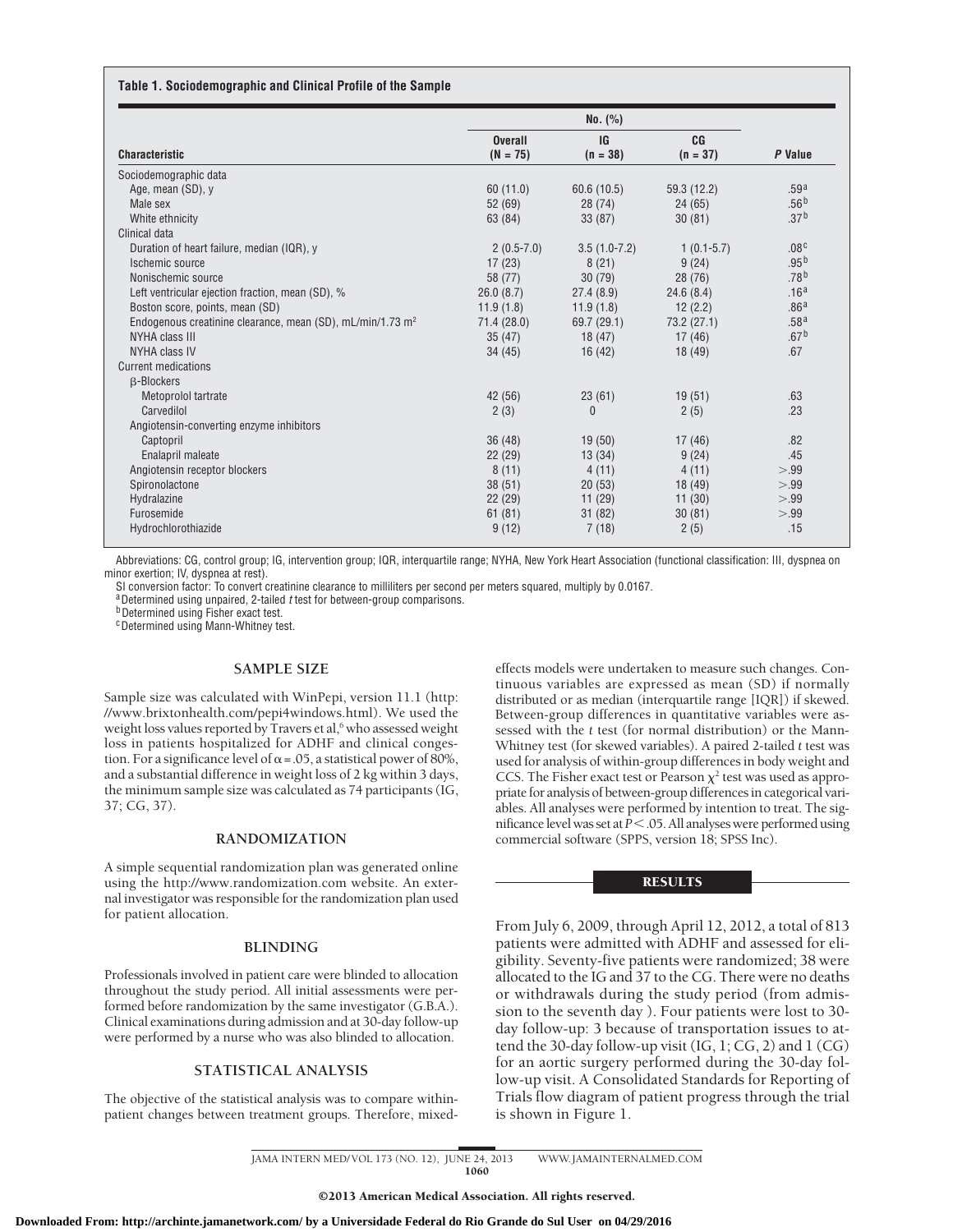**Table 1. Sociodemographic and Clinical Profile of the Sample**

| Characteristic | No. (%) Overall (N = 75) | IG (n = 38) | CG (n = 37) | P Value |
|---|---|---|---|---|
| Sociodemographic data | | | | |
| Age, mean (SD), y | 60 (11.0) | 60.6 (10.5) | 59.3 (12.2) | .59[a] |
| Male sex | 52 (69) | 28 (74) | 24 (65) | .56[b] |
| White ethnicity | 63 (84) | 33 (87) | 30 (81) | .37[b] |
| Clinical data | | | | |
| Duration of heart failure, median (IQR), y | 2 (0.5-7.0) | 3.5 (1.0-7.2) | 1 (0.1-5.7) | .08[c] |
| Ischemic source | 17 (23) | 8 (21) | 9 (24) | .95[b] |
| Nonischemic source | 58 (77) | 30 (79) | 28 (76) | .78[b] |
| Left ventricular ejection fraction, mean (SD), % | 26.0 (8.7) | 27.4 (8.9) | 24.6 (8.4) | .16[a] |
| Boston score, points, mean (SD) | 11.9 (1.8) | 11.9 (1.8) | 12 (2.2) | .86[a] |
| Endogenous creatinine clearance, mean (SD), mL/min/1.73 $m^2$ | 71.4 (28.0) | 69.7 (29.1) | 73.2 (27.1) | .58[a] |
| NYHA class III | 35 (47) | 18 (47) | 17 (46) | .67[b] |
| NYHA class IV | 34 (45) | 16 (42) | 18 (49) | .67 |
| Current medications | | | | |
| β-Blockers | | | | |
| Metoprolol tartrate | 42 (56) | 23 (61) | 19 (51) | .63 |
| Carvedilol | 2 (3) | 0 | 2 (5) | .23 |
| Angiotensin-converting enzyme inhibitors | | | | |
| Captopril | 36 (48) | 19 (50) | 17 (46) | .82 |
| Enalapril maleate | 22 (29) | 13 (34) | 9 (24) | .45 |
| Angiotensin receptor blockers | 8 (11) | 4 (11) | 4 (11) | >.99 |
| Spironolactone | 38 (51) | 20 (53) | 18 (49) | >.99 |
| Hydralazine | 22 (29) | 11 (29) | 11 (30) | >.99 |
| Furosemide | 61 (81) | 31 (82) | 30 (81) | >.99 |
| Hydrochlorothiazide | 9 (12) | 7 (18) | 2 (5) | .15 |

Abbreviations: CG, control group; IG, intervention group; IQR, interquartile range; NYHA, New York Heart Association (functional classification: III, dyspnea on minor exertion; IV, dyspnea at rest).

SI conversion factor: To convert creatinine clearance to milliliters per second per meters squared, multiply by 0.0167.

[a] Determined using unpaired, 2-tailed *t* test for between-group comparisons.

[b] Determined using Fisher exact test.

[c] Determined using Mann-Whitney test.

## SAMPLE SIZE

Sample size was calculated with WinPepi, version 11.1 (http://www.brixtonhealth.com/pepi4windows.html). We used the weight loss values reported by Travers et al,[6] who assessed weight loss in patients hospitalized for ADHF and clinical congestion. For a significance level of $\alpha = .05$, a statistical power of 80%, and a substantial difference in weight loss of 2 kg within 3 days, the minimum sample size was calculated as 74 participants (IG, 37; CG, 37).

## RANDOMIZATION

A simple sequential randomization plan was generated online using the http://www.randomization.com website. An external investigator was responsible for the randomization plan used for patient allocation.

## BLINDING

Professionals involved in patient care were blinded to allocation throughout the study period. All initial assessments were performed before randomization by the same investigator (G.B.A.). Clinical examinations during admission and at 30-day follow-up were performed by a nurse who was also blinded to allocation.

## STATISTICAL ANALYSIS

The objective of the statistical analysis was to compare within-patient changes between treatment groups. Therefore, mixed-effects models were undertaken to measure such changes. Continuous variables are expressed as mean (SD) if normally distributed or as median (interquartile range [IQR]) if skewed. Between-group differences in quantitative variables were assessed with the *t* test (for normal distribution) or the Mann-Whitney test (for skewed variables). A paired 2-tailed *t* test was used for analysis of within-group differences in body weight and CCS. The Fisher exact test or Pearson $\chi^2$ test was used as appropriate for analysis of between-group differences in categorical variables. All analyses were performed by intention to treat. The significance level was set at $P < .05$. All analyses were performed using commercial software (SPPS, version 18; SPSS Inc).

## RESULTS

From July 6, 2009, through April 12, 2012, a total of 813 patients were admitted with ADHF and assessed for eligibility. Seventy-five patients were randomized; 38 were allocated to the IG and 37 to the CG. There were no deaths or withdrawals during the study period (from admission to the seventh day ). Four patients were lost to 30-day follow-up: 3 because of transportation issues to attend the 30-day follow-up visit (IG, 1; CG, 2) and 1 (CG) for an aortic surgery performed during the 30-day follow-up visit. A Consolidated Standards for Reporting of Trials flow diagram of patient progress through the trial is shown in Figure 1.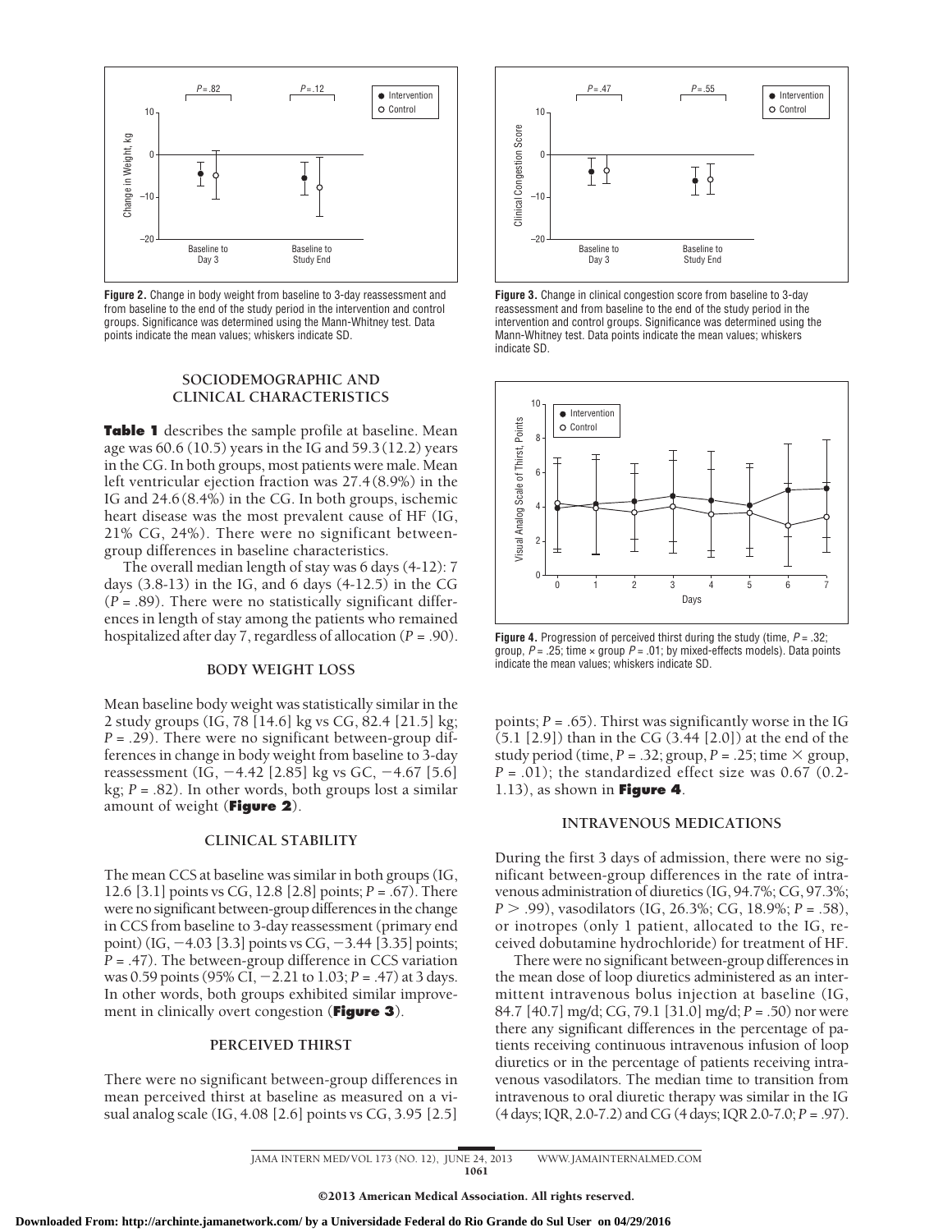Figure 2. Change in body weight from baseline to 3-day reassessment and from baseline to the end of the study period in the intervention and control groups. Significance was determined using the Mann-Whitney test. Data points indicate the mean values; whiskers indicate SD.

Figure 3. Change in clinical congestion score from baseline to 3-day reassessment and from baseline to the end of the study period in the intervention and control groups. Significance was determined using the Mann-Whitney test. Data points indicate the mean values; whiskers indicate SD.

Figure 4. Progression of perceived thirst during the study (time, $P = .32$; group, $P = .25$; time × group $P = .01$; by mixed-effects models). Data points indicate the mean values; whiskers indicate SD.

## SOCIODEMOGRAPHIC AND CLINICAL CHARACTERISTICS

**Table 1** describes the sample profile at baseline. Mean age was 60.6 (10.5) years in the IG and 59.3 (12.2) years in the CG. In both groups, most patients were male. Mean left ventricular ejection fraction was 27.4 (8.9%) in the IG and 24.6 (8.4%) in the CG. In both groups, ischemic heart disease was the most prevalent cause of HF (IG, 21% CG, 24%). There were no significant between-group differences in baseline characteristics.

The overall median length of stay was 6 days (4-12): 7 days (3.8-13) in the IG, and 6 days (4-12.5) in the CG ($P = .89$). There were no statistically significant differences in length of stay among the patients who remained hospitalized after day 7, regardless of allocation ($P = .90$).

## BODY WEIGHT LOSS

Mean baseline body weight was statistically similar in the 2 study groups (IG, 78 [14.6] kg vs CG, 82.4 [21.5] kg; $P = .29$). There were no significant between-group differences in change in body weight from baseline to 3-day reassessment (IG, −4.42 [2.85] kg vs GC, −4.67 [5.6] kg; $P = .82$). In other words, both groups lost a similar amount of weight (**Figure 2**).

## CLINICAL STABILITY

The mean CCS at baseline was similar in both groups (IG, 12.6 [3.1] points vs CG, 12.8 [2.8] points; $P = .67$). There were no significant between-group differences in the change in CCS from baseline to 3-day reassessment (primary end point) (IG, −4.03 [3.3] points vs CG, −3.44 [3.35] points; $P = .47$). The between-group difference in CCS variation was 0.59 points (95% CI, −2.21 to 1.03; $P = .47$) at 3 days. In other words, both groups exhibited similar improvement in clinically overt congestion (**Figure 3**).

## PERCEIVED THIRST

There were no significant between-group differences in mean perceived thirst at baseline as measured on a visual analog scale (IG, 4.08 [2.6] points vs CG, 3.95 [2.5] points; $P = .65$). Thirst was significantly worse in the IG (5.1 [2.9]) than in the CG (3.44 [2.0]) at the end of the study period (time, $P = .32$; group, $P = .25$; time × group, $P = .01$); the standardized effect size was 0.67 (0.2-1.13), as shown in **Figure 4**.

## INTRAVENOUS MEDICATIONS

During the first 3 days of admission, there were no significant between-group differences in the rate of intravenous administration of diuretics (IG, 94.7%; CG, 97.3%; $P > .99$), vasodilators (IG, 26.3%; CG, 18.9%; $P = .58$), or inotropes (only 1 patient, allocated to the IG, received dobutamine hydrochloride) for treatment of HF.

There were no significant between-group differences in the mean dose of loop diuretics administered as an intermittent intravenous bolus injection at baseline (IG, 84.7 [40.7] mg/d; CG, 79.1 [31.0] mg/d; $P = .50$) nor were there any significant differences in the percentage of patients receiving continuous intravenous infusion of loop diuretics or in the percentage of patients receiving intravenous vasodilators. The median time to transition from intravenous to oral diuretic therapy was similar in the IG (4 days; IQR, 2.0-7.2) and CG (4 days; IQR 2.0-7.0; $P = .97$).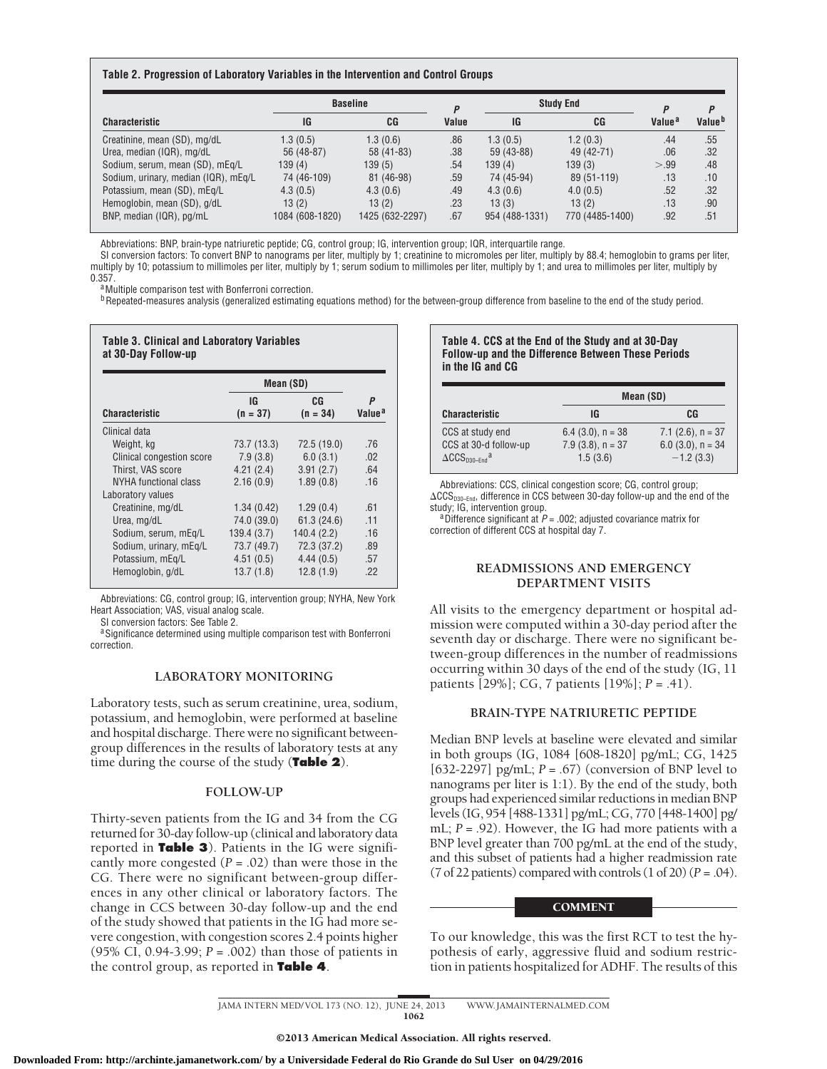**Table 2. Progression of Laboratory Variables in the Intervention and Control Groups**

| Characteristic | Baseline | | *P* Value | Study End | | *P* Value[a] | *P* Value[b] |
|---|---|---|---|---|---|---|---|
| | IG | CG | | IG | CG | | |
| Creatinine, mean (SD), mg/dL | 1.3 (0.5) | 1.3 (0.6) | .86 | 1.3 (0.5) | 1.2 (0.3) | .44 | .55 |
| Urea, median (IQR), mg/dL | 56 (48-87) | 58 (41-83) | .38 | 59 (43-88) | 49 (42-71) | .06 | .32 |
| Sodium, serum, mean (SD), mEq/L | 139 (4) | 139 (5) | .54 | 139 (4) | 139 (3) | >.99 | .48 |
| Sodium, urinary, median (IQR), mEq/L | 74 (46-109) | 81 (46-98) | .59 | 74 (45-94) | 89 (51-119) | .13 | .10 |
| Potassium, mean (SD), mEq/L | 4.3 (0.5) | 4.3 (0.6) | .49 | 4.3 (0.6) | 4.0 (0.5) | .52 | .32 |
| Hemoglobin, mean (SD), g/dL | 13 (2) | 13 (2) | .23 | 13 (3) | 13 (2) | .13 | .90 |
| BNP, median (IQR), pg/mL | 1084 (608-1820) | 1425 (632-2297) | .67 | 954 (488-1331) | 770 (4485-1400) | .92 | .51 |

Abbreviations: BNP, brain-type natriuretic peptide; CG, control group; IG, intervention group; IQR, interquartile range.

SI conversion factors: To convert BNP to nanograms per liter, multiply by 1; creatinine to micromoles per liter, multiply by 88.4; hemoglobin to grams per liter, multiply by 10; potassium to millimoles per liter, multiply by 1; serum sodium to millimoles per liter, multiply by 1; and urea to millimoles per liter, multiply by 0.357.

[a] Multiple comparison test with Bonferroni correction.

[b] Repeated-measures analysis (generalized estimating equations method) for the between-group difference from baseline to the end of the study period.

**Table 3. Clinical and Laboratory Variables at 30-Day Follow-up**

| Characteristic | Mean (SD) | | *P* Value[a] |
|---|---|---|---|
| | IG (n = 37) | CG (n = 34) | |
| Clinical data | | | |
| Weight, kg | 73.7 (13.3) | 72.5 (19.0) | .76 |
| Clinical congestion score | 7.9 (3.8) | 6.0 (3.1) | .02 |
| Thirst, VAS score | 4.21 (2.4) | 3.91 (2.7) | .64 |
| NYHA functional class | 2.16 (0.9) | 1.89 (0.8) | .16 |
| Laboratory values | | | |
| Creatinine, mg/dL | 1.34 (0.42) | 1.29 (0.4) | .61 |
| Urea, mg/dL | 74.0 (39.0) | 61.3 (24.6) | .11 |
| Sodium, serum, mEq/L | 139.4 (3.7) | 140.4 (2.2) | .16 |
| Sodium, urinary, mEq/L | 73.7 (49.7) | 72.3 (37.2) | .89 |
| Potassium, mEq/L | 4.51 (0.5) | 4.44 (0.5) | .57 |
| Hemoglobin, g/dL | 13.7 (1.8) | 12.8 (1.9) | .22 |

Abbreviations: CG, control group; IG, intervention group; NYHA, New York Heart Association; VAS, visual analog scale.

SI conversion factors: See Table 2.

[a] Significance determined using multiple comparison test with Bonferroni correction.

### LABORATORY MONITORING

Laboratory tests, such as serum creatinine, urea, sodium, potassium, and hemoglobin, were performed at baseline and hospital discharge. There were no significant between-group differences in the results of laboratory tests at any time during the course of the study (**Table 2**).

### FOLLOW-UP

Thirty-seven patients from the IG and 34 from the CG returned for 30-day follow-up (clinical and laboratory data reported in **Table 3**). Patients in the IG were significantly more congested ($P = .02$) than were those in the CG. There were no significant between-group differences in any other clinical or laboratory factors. The change in CCS between 30-day follow-up and the end of the study showed that patients in the IG had more severe congestion, with congestion scores 2.4 points higher (95% CI, 0.94-3.99; $P = .002$) than those of patients in the control group, as reported in **Table 4**.

**Table 4. CCS at the End of the Study and at 30-Day Follow-up and the Difference Between These Periods in the IG and CG**

| Characteristic | Mean (SD) | |
|---|---|---|
| | IG | CG |
| CCS at study end | 6.4 (3.0), n = 38 | 7.1 (2.6), n = 37 |
| CCS at 30-d follow-up | 7.9 (3.8), n = 37 | 6.0 (3.0), n = 34 |
| $\Delta CCS_{D30-End}$[a] | 1.5 (3.6) | −1.2 (3.3) |

Abbreviations: CCS, clinical congestion score; CG, control group; $\Delta CCS_{D30-End}$, difference in CCS between 30-day follow-up and the end of the study; IG, intervention group.

[a] Difference significant at $P = .002$; adjusted covariance matrix for correction of different CCS at hospital day 7.

### READMISSIONS AND EMERGENCY DEPARTMENT VISITS

All visits to the emergency department or hospital admission were computed within a 30-day period after the seventh day or discharge. There were no significant between-group differences in the number of readmissions occurring within 30 days of the end of the study (IG, 11 patients [29%]; CG, 7 patients [19%]; $P = .41$).

### BRAIN-TYPE NATRIURETIC PEPTIDE

Median BNP levels at baseline were elevated and similar in both groups (IG, 1084 [608-1820] pg/mL; CG, 1425 [632-2297] pg/mL; $P = .67$) (conversion of BNP level to nanograms per liter is 1:1). By the end of the study, both groups had experienced similar reductions in median BNP levels (IG, 954 [488-1331] pg/mL; CG, 770 [448-1400] pg/mL; $P = .92$). However, the IG had more patients with a BNP level greater than 700 pg/mL at the end of the study, and this subset of patients had a higher readmission rate (7 of 22 patients) compared with controls (1 of 20) ($P = .04$).

## COMMENT

To our knowledge, this was the first RCT to test the hypothesis of early, aggressive fluid and sodium restriction in patients hospitalized for ADHF. The results of this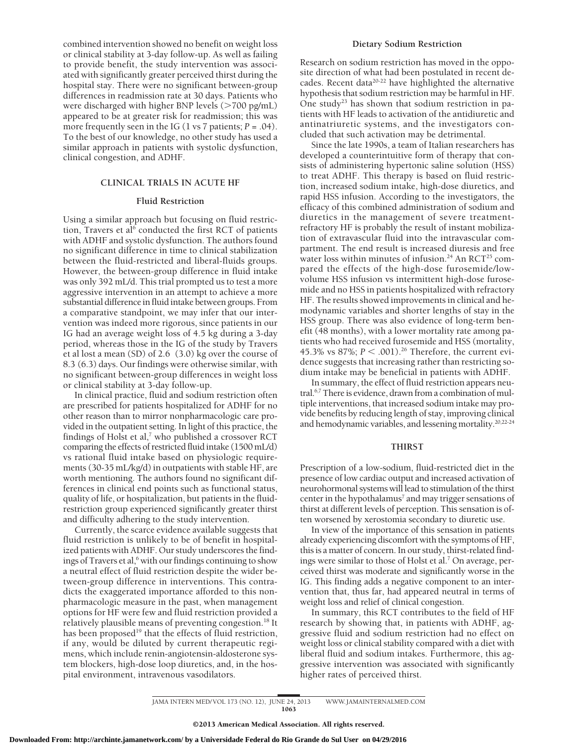combined intervention showed no benefit on weight loss or clinical stability at 3-day follow-up. As well as failing to provide benefit, the study intervention was associated with significantly greater perceived thirst during the hospital stay. There were no significant between-group differences in readmission rate at 30 days. Patients who were discharged with higher BNP levels (>700 pg/mL) appeared to be at greater risk for readmission; this was more frequently seen in the IG (1 vs 7 patients; $P = .04$). To the best of our knowledge, no other study has used a similar approach in patients with systolic dysfunction, clinical congestion, and ADHF.

## CLINICAL TRIALS IN ACUTE HF

### Fluid Restriction

Using a similar approach but focusing on fluid restriction, Travers et al[6] conducted the first RCT of patients with ADHF and systolic dysfunction. The authors found no significant difference in time to clinical stabilization between the fluid-restricted and liberal-fluids groups. However, the between-group difference in fluid intake was only 392 mL/d. This trial prompted us to test a more aggressive intervention in an attempt to achieve a more substantial difference in fluid intake between groups. From a comparative standpoint, we may infer that our intervention was indeed more rigorous, since patients in our IG had an average weight loss of 4.5 kg during a 3-day period, whereas those in the IG of the study by Travers et al lost a mean (SD) of 2.6 (3.0) kg over the course of 8.3 (6.3) days. Our findings were otherwise similar, with no significant between-group differences in weight loss or clinical stability at 3-day follow-up.

In clinical practice, fluid and sodium restriction often are prescribed for patients hospitalized for ADHF for no other reason than to mirror nonpharmacologic care provided in the outpatient setting. In light of this practice, the findings of Holst et al,[7] who published a crossover RCT comparing the effects of restricted fluid intake (1500 mL/d) vs rational fluid intake based on physiologic requirements (30-35 mL/kg/d) in outpatients with stable HF, are worth mentioning. The authors found no significant differences in clinical end points such as functional status, quality of life, or hospitalization, but patients in the fluid-restriction group experienced significantly greater thirst and difficulty adhering to the study intervention.

Currently, the scarce evidence available suggests that fluid restriction is unlikely to be of benefit in hospitalized patients with ADHF. Our study underscores the findings of Travers et al,[6] with our findings continuing to show a neutral effect of fluid restriction despite the wider between-group difference in interventions. This contradicts the exaggerated importance afforded to this nonpharmacologic measure in the past, when management options for HF were few and fluid restriction provided a relatively plausible means of preventing congestion.[18] It has been proposed[19] that the effects of fluid restriction, if any, would be diluted by current therapeutic regimens, which include renin-angiotensin-aldosterone system blockers, high-dose loop diuretics, and, in the hospital environment, intravenous vasodilators.

### Dietary Sodium Restriction

Research on sodium restriction has moved in the opposite direction of what had been postulated in recent decades. Recent data[20-22] have highlighted the alternative hypothesis that sodium restriction may be harmful in HF. One study[23] has shown that sodium restriction in patients with HF leads to activation of the antidiuretic and antinatriuretic systems, and the investigators concluded that such activation may be detrimental.

Since the late 1990s, a team of Italian researchers has developed a counterintuitive form of therapy that consists of administering hypertonic saline solution (HSS) to treat ADHF. This therapy is based on fluid restriction, increased sodium intake, high-dose diuretics, and rapid HSS infusion. According to the investigators, the efficacy of this combined administration of sodium and diuretics in the management of severe treatment-refractory HF is probably the result of instant mobilization of extravascular fluid into the intravascular compartment. The end result is increased diuresis and free water loss within minutes of infusion.[24] An RCT[25] compared the effects of the high-dose furosemide/low-volume HSS infusion vs intermittent high-dose furosemide and no HSS in patients hospitalized with refractory HF. The results showed improvements in clinical and hemodynamic variables and shorter lengths of stay in the HSS group. There was also evidence of long-term benefit (48 months), with a lower mortality rate among patients who had received furosemide and HSS (mortality, 45.3% vs 87%; $P < .001$).[26] Therefore, the current evidence suggests that increasing rather than restricting sodium intake may be beneficial in patients with ADHF.

In summary, the effect of fluid restriction appears neutral.[6,7] There is evidence, drawn from a combination of multiple interventions, that increased sodium intake may provide benefits by reducing length of stay, improving clinical and hemodynamic variables, and lessening mortality.[20,22-24]

## THIRST

Prescription of a low-sodium, fluid-restricted diet in the presence of low cardiac output and increased activation of neurohormonal systems will lead to stimulation of the thirst center in the hypothalamus[7] and may trigger sensations of thirst at different levels of perception. This sensation is often worsened by xerostomia secondary to diuretic use.

In view of the importance of this sensation in patients already experiencing discomfort with the symptoms of HF, this is a matter of concern. In our study, thirst-related findings were similar to those of Holst et al.[7] On average, perceived thirst was moderate and significantly worse in the IG. This finding adds a negative component to an intervention that, thus far, had appeared neutral in terms of weight loss and relief of clinical congestion.

In summary, this RCT contributes to the field of HF research by showing that, in patients with ADHF, aggressive fluid and sodium restriction had no effect on weight loss or clinical stability compared with a diet with liberal fluid and sodium intakes. Furthermore, this aggressive intervention was associated with significantly higher rates of perceived thirst.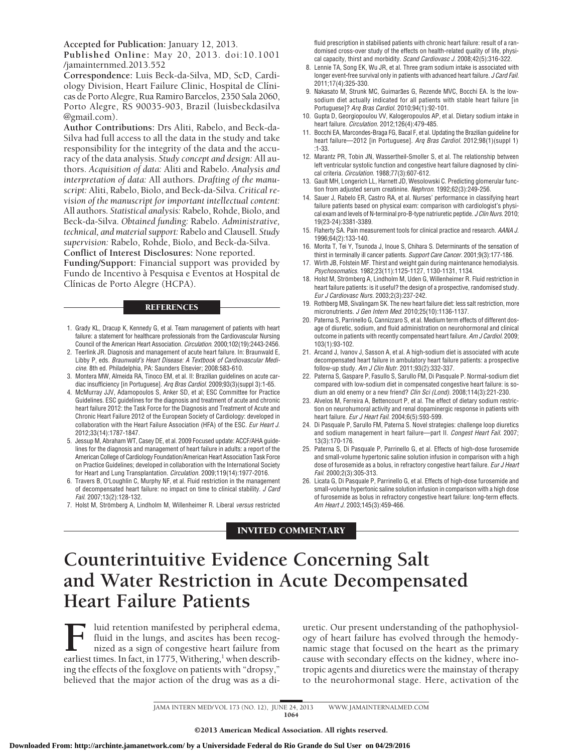**Accepted for Publication:** January 12, 2013.

**Published Online:** May 20, 2013. doi:10.1001/jamainternmed.2013.552

**Correspondence:** Luis Beck-da-Silva, MD, ScD, Cardiology Division, Heart Failure Clinic, Hospital de Clínicas de Porto Alegre, Rua Ramiro Barcelos, 2350 Sala 2060, Porto Alegre, RS 90035-903, Brazil (luisbeckdasilva@gmail.com).

**Author Contributions:** Drs Aliti, Rabelo, and Beck-da-Silva had full access to all the data in the study and take responsibility for the integrity of the data and the accuracy of the data analysis. *Study concept and design:* All authors. *Acquisition of data:* Aliti and Rabelo. *Analysis and interpretation of data:* All authors. *Drafting of the manuscript:* Aliti, Rabelo, Biolo, and Beck-da-Silva. *Critical revision of the manuscript for important intellectual content:* All authors. *Statistical analysis:* Rabelo, Rohde, Biolo, and Beck-da-Silva. *Obtained funding:* Rabelo. *Administrative, technical, and material support:* Rabelo and Clausell. *Study supervision:* Rabelo, Rohde, Biolo, and Beck-da-Silva.

**Conflict of Interest Disclosures:** None reported.

**Funding/Support:** Financial support was provided by Fundo de Incentivo à Pesquisa e Eventos at Hospital de Clínicas de Porto Alegre (HCPA).

## REFERENCES

1. Grady KL, Dracup K, Kennedy G, et al. Team management of patients with heart failure: a statement for healthcare professionals from the Cardiovascular Nursing Council of the American Heart Association. *Circulation*. 2000;102(19):2443-2456.
2. Teerlink JR. Diagnosis and management of acute heart failure. In: Braunwald E, Libby P, eds. *Braunwald's Heart Disease: A Textbook of Cardiovascular Medicine*. 8th ed. Philadelphia, PA: Saunders Elsevier; 2008:583-610.
3. Montera MW, Almeida RA, Tinoco EM, et al. II: Brazilian guidelines on acute cardiac insufficiency [in Portuguese]. *Arq Bras Cardiol*. 2009;93(3)(suppl 3):1-65.
4. McMurray JJV, Adamopoulos S, Anker SD, et al; ESC Committee for Practice Guidelines. ESC guidelines for the diagnosis and treatment of acute and chronic heart failure 2012: the Task Force for the Diagnosis and Treatment of Acute and Chronic Heart Failure 2012 of the European Society of Cardiology: developed in collaboration with the Heart Failure Association (HFA) of the ESC. *Eur Heart J*. 2012;33(14):1787-1847.
5. Jessup M, Abraham WT, Casey DE, et al. 2009 Focused update: ACCF/AHA guidelines for the diagnosis and management of heart failure in adults: a report of the American College of Cardiology Foundation/American Heart Association Task Force on Practice Guidelines; developed in collaboration with the International Society for Heart and Lung Transplantation. *Circulation*. 2009;119(14):1977-2016.
6. Travers B, O'Loughlin C, Murphy NF, et al. Fluid restriction in the management of decompensated heart failure: no impact on time to clinical stability. *J Card Fail*. 2007;13(2):128-132.
7. Holst M, Strömberg A, Lindholm M, Willenheimer R. Liberal *versus* restricted fluid prescription in stabilised patients with chronic heart failure: result of a randomised cross-over study of the effects on health-related quality of life, physical capacity, thirst and morbidity. *Scand Cardiovasc J*. 2008;42(5):316-322.
8. Lennie TA, Song EK, Wu JR, et al. Three gram sodium intake is associated with longer event-free survival only in patients with advanced heart failure. *J Card Fail*. 2011;17(4):325-330.
9. Nakasato M, Strunk MC, Guimarães G, Rezende MVC, Bocchi EA. Is the low-sodium diet actually indicated for all patients with stable heart failure [in Portuguese]? *Arq Bras Cardiol*. 2010;94(1):92-101.
10. Gupta D, Georgiopoulou VV, Kalogeropoulos AP, et al. Dietary sodium intake in heart failure. *Circulation*. 2012;126(4):479-485.
11. Bocchi EA, Marcondes-Braga FG, Bacal F, et al. Updating the Brazilian guideline for heart failure—2012 [in Portuguese]. *Arq Bras Cardiol*. 2012;98(1)(suppl 1):1-33.
12. Marantz PR, Tobin JN, Wassertheil-Smoller S, et al. The relationship between left ventricular systolic function and congestive heart failure diagnosed by clinical criteria. *Circulation*. 1988;77(3):607-612.
13. Gault MH, Longerich LL, Harnett JD, Wesolowski C. Predicting glomerular function from adjusted serum creatinine. *Nephron*. 1992;62(3):249-256.
14. Sauer J, Rabelo ER, Castro RA, et al. Nurses' performance in classifying heart failure patients based on physical exam: comparison with cardiologist's physical exam and levels of N-terminal pro-B-type natriuretic peptide. *J Clin Nurs*. 2010;19(23-24):3381-3389.
15. Flaherty SA. Pain measurement tools for clinical practice and research. *AANA J*. 1996;64(2):133-140.
16. Morita T, Tei Y, Tsunoda J, Inoue S, Chihara S. Determinants of the sensation of thirst in terminally ill cancer patients. *Support Care Cancer*. 2001;9(3):177-186.
17. Wirth JB, Folstein MF. Thirst and weight gain during maintenance hemodialysis. *Psychosomatics*. 1982;23(11):1125-1127, 1130-1131, 1134.
18. Holst M, Strömberg A, Lindholm M, Uden G, Willenheimer R. Fluid restriction in heart failure patients: is it useful? the design of a prospective, randomised study. *Eur J Cardiovasc Nurs*. 2003;2(3):237-242.
19. Rothberg MB, Sivalingam SK. The new heart failure diet: less salt restriction, more micronutrients. *J Gen Intern Med*. 2010;25(10):1136-1137.
20. Paterna S, Parrinello G, Cannizzaro S, et al. Medium term effects of different dosage of diuretic, sodium, and fluid administration on neurohormonal and clinical outcome in patients with recently compensated heart failure. *Am J Cardiol*. 2009;103(1):93-102.
21. Arcand J, Ivanov J, Sasson A, et al. A high-sodium diet is associated with acute decompensated heart failure in ambulatory heart failure patients: a prospective follow-up study. *Am J Clin Nutr*. 2011;93(2):332-337.
22. Paterna S, Gaspare P, Fasullo S, Sarullo FM, Di Pasquale P. Normal-sodium diet compared with low-sodium diet in compensated congestive heart failure: is sodium an old enemy or a new friend? *Clin Sci (Lond)*. 2008;114(3):221-230.
23. Alvelos M, Ferreira A, Bettencourt P, et al. The effect of dietary sodium restriction on neurohumoral activity and renal dopaminergic response in patients with heart failure. *Eur J Heart Fail*. 2004;6(5):593-599.
24. Di Pasquale P, Sarullo FM, Paterna S. Novel strategies: challenge loop diuretics and sodium management in heart failure—part II. *Congest Heart Fail*. 2007;13(3):170-176.
25. Paterna S, Di Pasquale P, Parrinello G, et al. Effects of high-dose furosemide and small-volume hypertonic saline solution infusion in comparison with a high dose of furosemide as a bolus, in refractory congestive heart failure. *Eur J Heart Fail*. 2000;2(3):305-313.
26. Licata G, Di Pasquale P, Parrinello G, et al. Effects of high-dose furosemide and small-volume hypertonic saline solution infusion in comparison with a high dose of furosemide as bolus in refractory congestive heart failure: long-term effects. *Am Heart J*. 2003;145(3):459-466.

INVITED COMMENTARY

# Counterintuitive Evidence Concerning Salt and Water Restriction in Acute Decompensated Heart Failure Patients

Fluid retention manifested by peripheral edema, fluid in the lungs, and ascites has been recognized as a sign of congestive heart failure from earliest times. In fact, in 1775, Withering,[1] when describing the effects of the foxglove on patients with "dropsy," believed that the major action of the drug was as a diuretic. Our present understanding of the pathophysiology of heart failure has evolved through the hemodynamic stage that focused on the heart as the primary cause with secondary effects on the kidney, where inotropic agents and diuretics were the mainstay of therapy to the neurohormonal stage. Here, activation of the